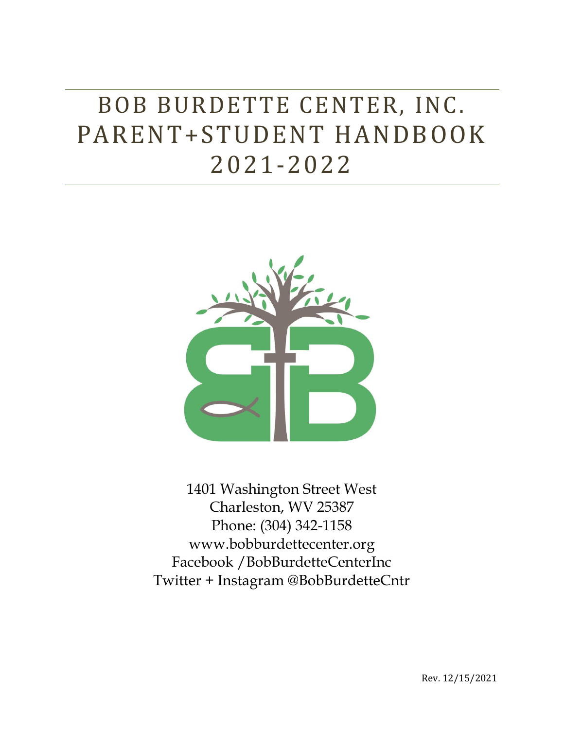# BOB BURDETTE CENTER, INC.
# PARENT+STUDENT HANDBOOK
# 2021-2022

1401 Washington Street West
Charleston, WV 25387
Phone: (304) 342-1158
www.bobburdettecenter.org
Facebook /BobBurdetteCenterInc
Twitter + Instagram @BobBurdetteCntr

Rev. 12/15/2021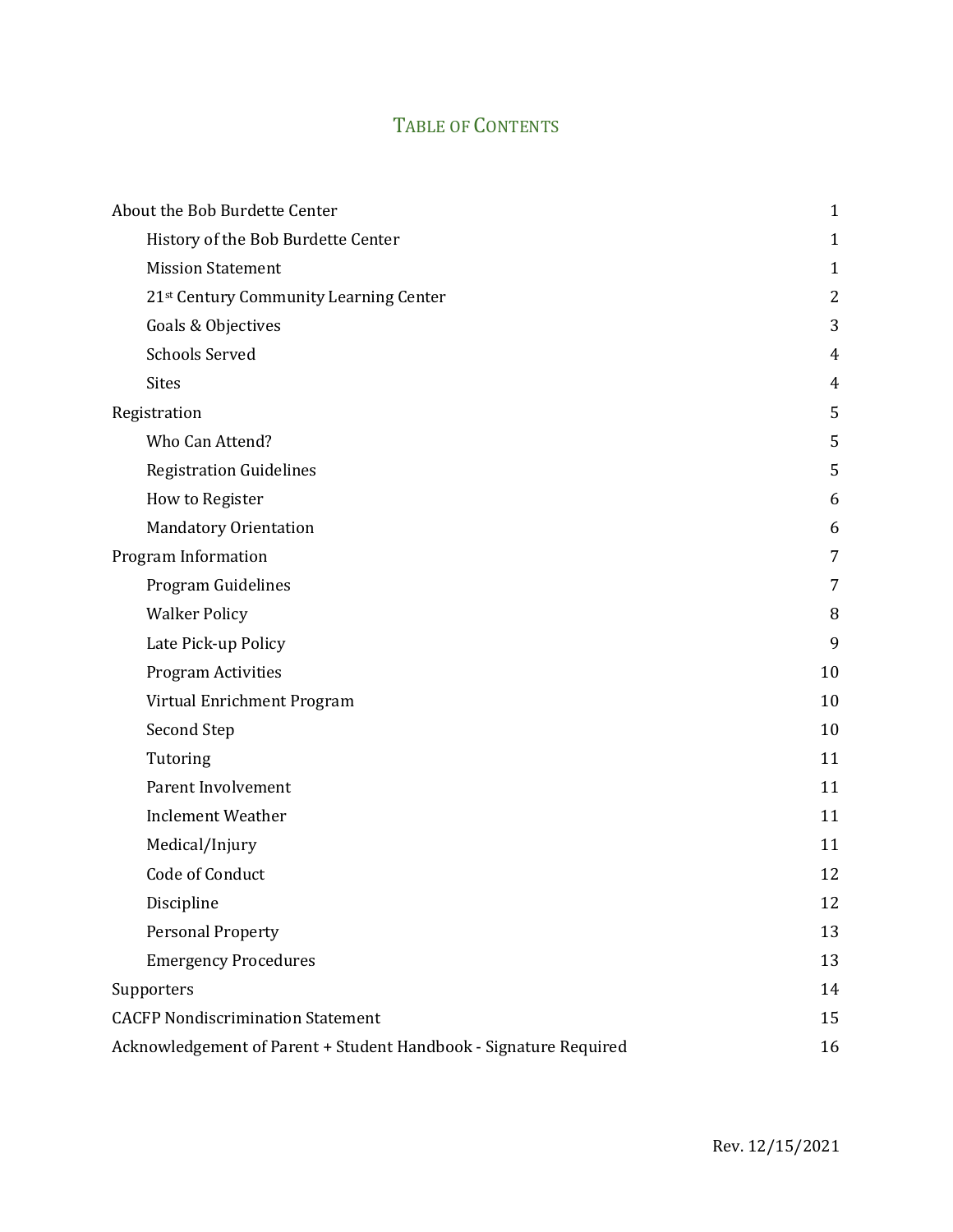# Table of Contents

| | |
|---|---|
| About the Bob Burdette Center | 1 |
| History of the Bob Burdette Center | 1 |
| Mission Statement | 1 |
| 21st Century Community Learning Center | 2 |
| Goals & Objectives | 3 |
| Schools Served | 4 |
| Sites | 4 |
| Registration | 5 |
| Who Can Attend? | 5 |
| Registration Guidelines | 5 |
| How to Register | 6 |
| Mandatory Orientation | 6 |
| Program Information | 7 |
| Program Guidelines | 7 |
| Walker Policy | 8 |
| Late Pick-up Policy | 9 |
| Program Activities | 10 |
| Virtual Enrichment Program | 10 |
| Second Step | 10 |
| Tutoring | 11 |
| Parent Involvement | 11 |
| Inclement Weather | 11 |
| Medical/Injury | 11 |
| Code of Conduct | 12 |
| Discipline | 12 |
| Personal Property | 13 |
| Emergency Procedures | 13 |
| Supporters | 14 |
| CACFP Nondiscrimination Statement | 15 |
| Acknowledgement of Parent + Student Handbook - Signature Required | 16 |

Rev. 12/15/2021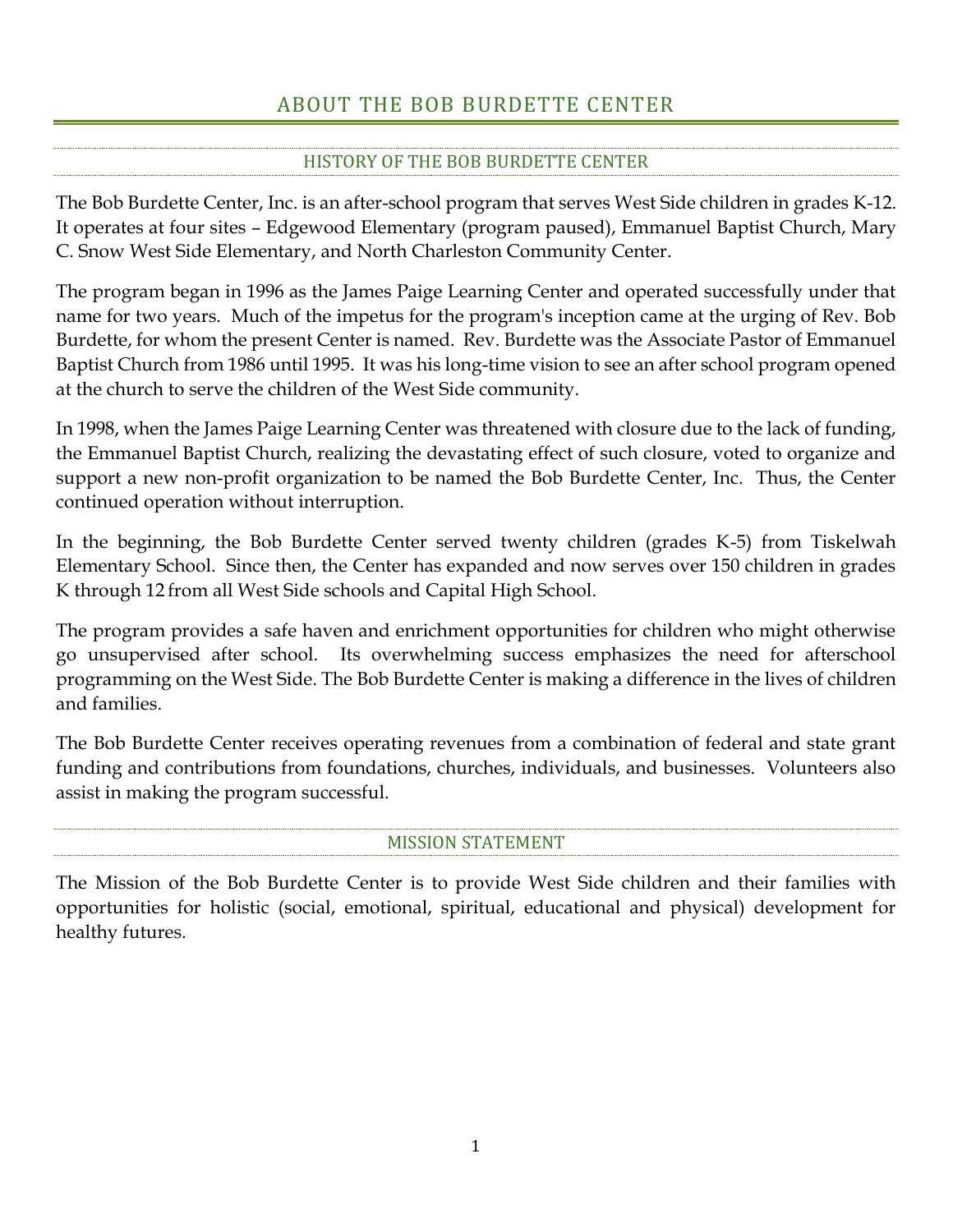# ABOUT THE BOB BURDETTE CENTER

## HISTORY OF THE BOB BURDETTE CENTER

The Bob Burdette Center, Inc. is an after-school program that serves West Side children in grades K-12. It operates at four sites – Edgewood Elementary (program paused), Emmanuel Baptist Church, Mary C. Snow West Side Elementary, and North Charleston Community Center.

The program began in 1996 as the James Paige Learning Center and operated successfully under that name for two years. Much of the impetus for the program's inception came at the urging of Rev. Bob Burdette, for whom the present Center is named. Rev. Burdette was the Associate Pastor of Emmanuel Baptist Church from 1986 until 1995. It was his long-time vision to see an after school program opened at the church to serve the children of the West Side community.

In 1998, when the James Paige Learning Center was threatened with closure due to the lack of funding, the Emmanuel Baptist Church, realizing the devastating effect of such closure, voted to organize and support a new non-profit organization to be named the Bob Burdette Center, Inc. Thus, the Center continued operation without interruption.

In the beginning, the Bob Burdette Center served twenty children (grades K-5) from Tiskelwah Elementary School. Since then, the Center has expanded and now serves over 150 children in grades K through 12 from all West Side schools and Capital High School.

The program provides a safe haven and enrichment opportunities for children who might otherwise go unsupervised after school. Its overwhelming success emphasizes the need for afterschool programming on the West Side. The Bob Burdette Center is making a difference in the lives of children and families.

The Bob Burdette Center receives operating revenues from a combination of federal and state grant funding and contributions from foundations, churches, individuals, and businesses. Volunteers also assist in making the program successful.

## MISSION STATEMENT

The Mission of the Bob Burdette Center is to provide West Side children and their families with opportunities for holistic (social, emotional, spiritual, educational and physical) development for healthy futures.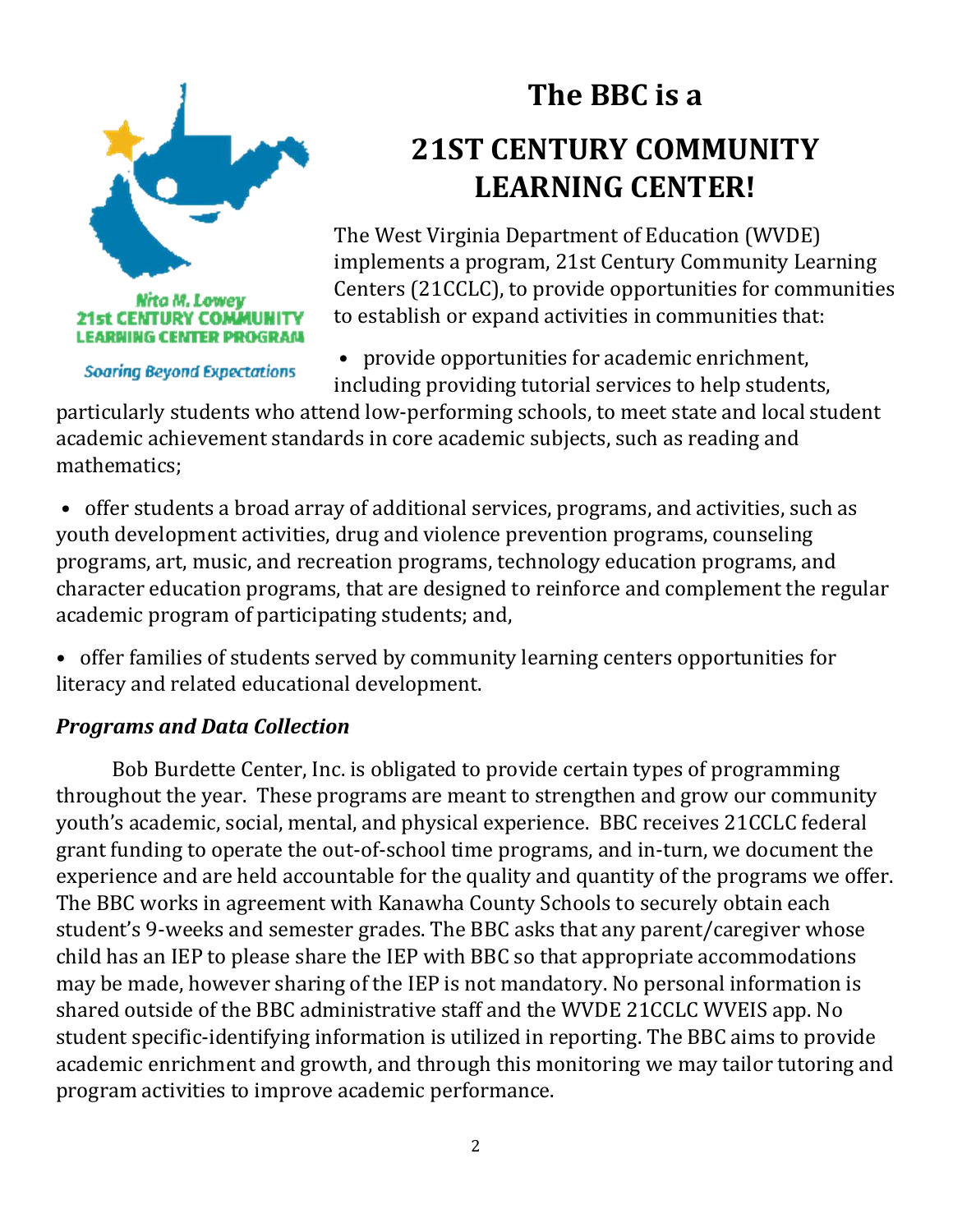Nita M. Lowey
21st CENTURY COMMUNITY LEARNING CENTER PROGRAM
Soaring Beyond Expectations

# The BBC is a

# 21ST CENTURY COMMUNITY LEARNING CENTER!

The West Virginia Department of Education (WVDE) implements a program, 21st Century Community Learning Centers (21CCLC), to provide opportunities for communities to establish or expand activities in communities that:

- provide opportunities for academic enrichment, including providing tutorial services to help students, particularly students who attend low-performing schools, to meet state and local student academic achievement standards in core academic subjects, such as reading and mathematics;
- offer students a broad array of additional services, programs, and activities, such as youth development activities, drug and violence prevention programs, counseling programs, art, music, and recreation programs, technology education programs, and character education programs, that are designed to reinforce and complement the regular academic program of participating students; and,
- offer families of students served by community learning centers opportunities for literacy and related educational development.

### *Programs and Data Collection*

Bob Burdette Center, Inc. is obligated to provide certain types of programming throughout the year. These programs are meant to strengthen and grow our community youth's academic, social, mental, and physical experience. BBC receives 21CCLC federal grant funding to operate the out-of-school time programs, and in-turn, we document the experience and are held accountable for the quality and quantity of the programs we offer. The BBC works in agreement with Kanawha County Schools to securely obtain each student's 9-weeks and semester grades. The BBC asks that any parent/caregiver whose child has an IEP to please share the IEP with BBC so that appropriate accommodations may be made, however sharing of the IEP is not mandatory. No personal information is shared outside of the BBC administrative staff and the WVDE 21CCLC WVEIS app. No student specific-identifying information is utilized in reporting. The BBC aims to provide academic enrichment and growth, and through this monitoring we may tailor tutoring and program activities to improve academic performance.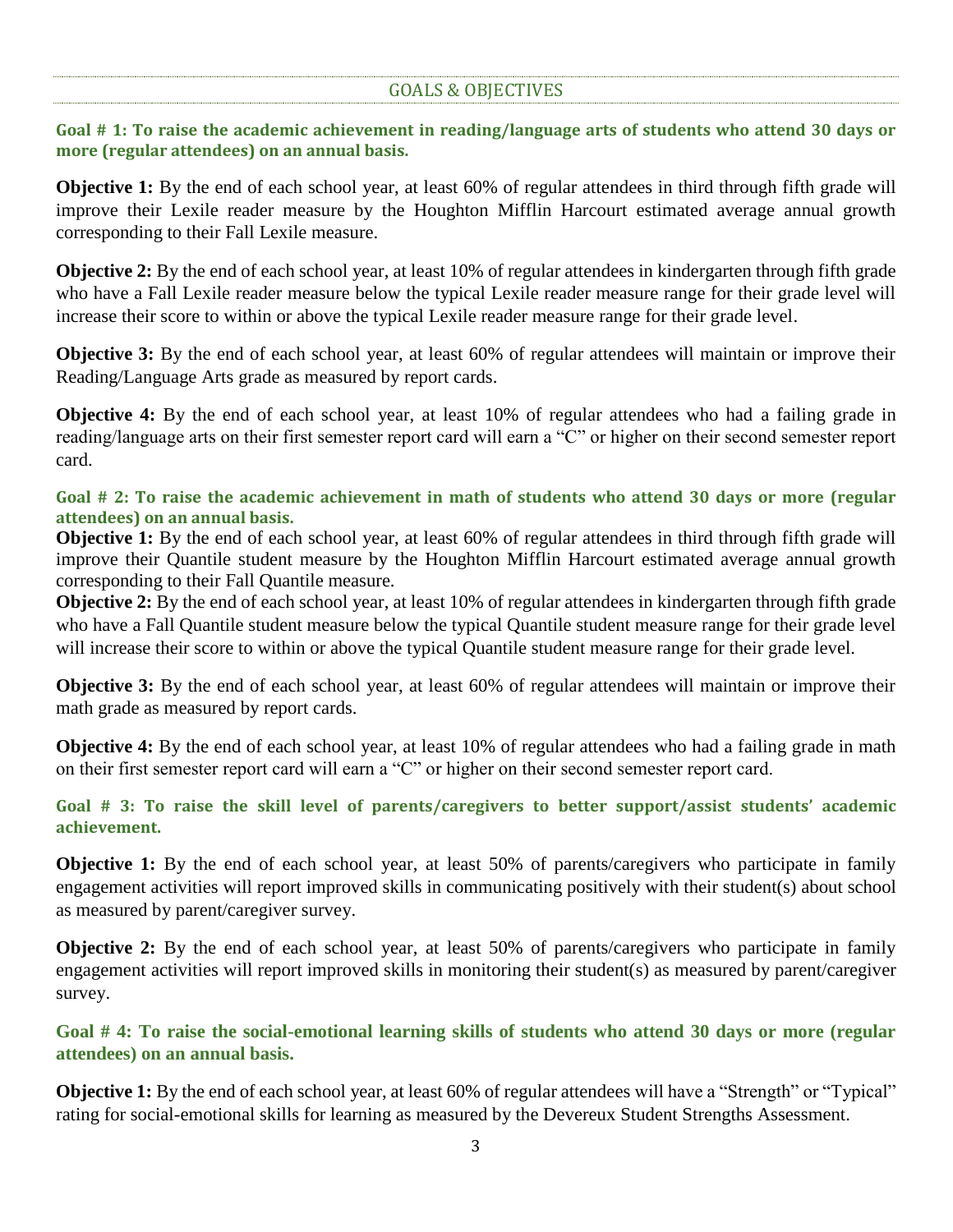## GOALS & OBJECTIVES

### Goal # 1: To raise the academic achievement in reading/language arts of students who attend 30 days or more (regular attendees) on an annual basis.

**Objective 1:** By the end of each school year, at least 60% of regular attendees in third through fifth grade will improve their Lexile reader measure by the Houghton Mifflin Harcourt estimated average annual growth corresponding to their Fall Lexile measure.

**Objective 2:** By the end of each school year, at least 10% of regular attendees in kindergarten through fifth grade who have a Fall Lexile reader measure below the typical Lexile reader measure range for their grade level will increase their score to within or above the typical Lexile reader measure range for their grade level.

**Objective 3:** By the end of each school year, at least 60% of regular attendees will maintain or improve their Reading/Language Arts grade as measured by report cards.

**Objective 4:** By the end of each school year, at least 10% of regular attendees who had a failing grade in reading/language arts on their first semester report card will earn a "C" or higher on their second semester report card.

### Goal # 2: To raise the academic achievement in math of students who attend 30 days or more (regular attendees) on an annual basis.

**Objective 1:** By the end of each school year, at least 60% of regular attendees in third through fifth grade will improve their Quantile student measure by the Houghton Mifflin Harcourt estimated average annual growth corresponding to their Fall Quantile measure.

**Objective 2:** By the end of each school year, at least 10% of regular attendees in kindergarten through fifth grade who have a Fall Quantile student measure below the typical Quantile student measure range for their grade level will increase their score to within or above the typical Quantile student measure range for their grade level.

**Objective 3:** By the end of each school year, at least 60% of regular attendees will maintain or improve their math grade as measured by report cards.

**Objective 4:** By the end of each school year, at least 10% of regular attendees who had a failing grade in math on their first semester report card will earn a "C" or higher on their second semester report card.

### Goal # 3: To raise the skill level of parents/caregivers to better support/assist students' academic achievement.

**Objective 1:** By the end of each school year, at least 50% of parents/caregivers who participate in family engagement activities will report improved skills in communicating positively with their student(s) about school as measured by parent/caregiver survey.

**Objective 2:** By the end of each school year, at least 50% of parents/caregivers who participate in family engagement activities will report improved skills in monitoring their student(s) as measured by parent/caregiver survey.

### Goal # 4: To raise the social-emotional learning skills of students who attend 30 days or more (regular attendees) on an annual basis.

**Objective 1:** By the end of each school year, at least 60% of regular attendees will have a "Strength" or "Typical" rating for social-emotional skills for learning as measured by the Devereux Student Strengths Assessment.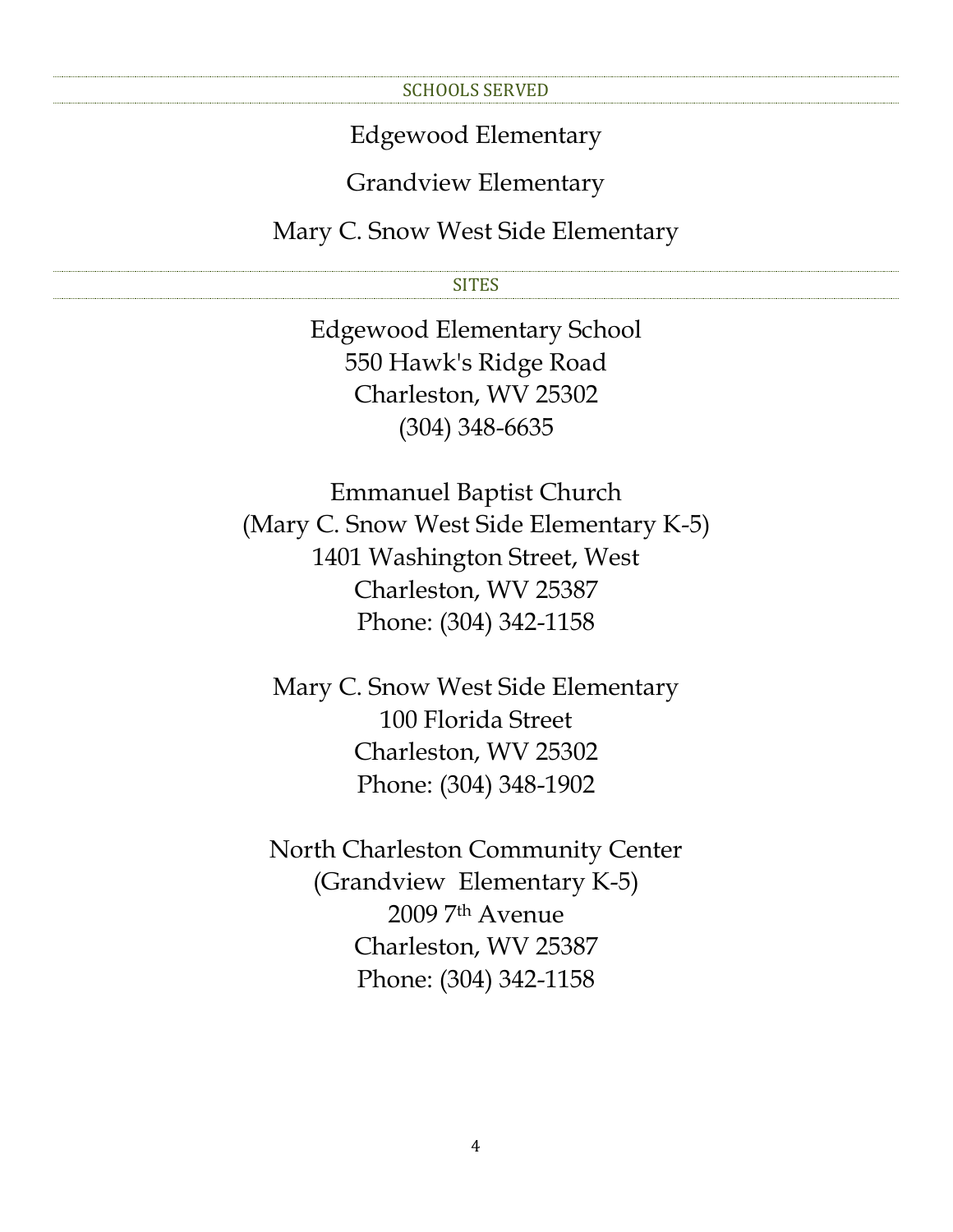## SCHOOLS SERVED

Edgewood Elementary

Grandview Elementary

Mary C. Snow West Side Elementary

## SITES

Edgewood Elementary School
550 Hawk's Ridge Road
Charleston, WV 25302
(304) 348-6635

Emmanuel Baptist Church
(Mary C. Snow West Side Elementary K-5)
1401 Washington Street, West
Charleston, WV 25387
Phone: (304) 342-1158

Mary C. Snow West Side Elementary
100 Florida Street
Charleston, WV 25302
Phone: (304) 348-1902

North Charleston Community Center
(Grandview Elementary K-5)
2009 7th Avenue
Charleston, WV 25387
Phone: (304) 342-1158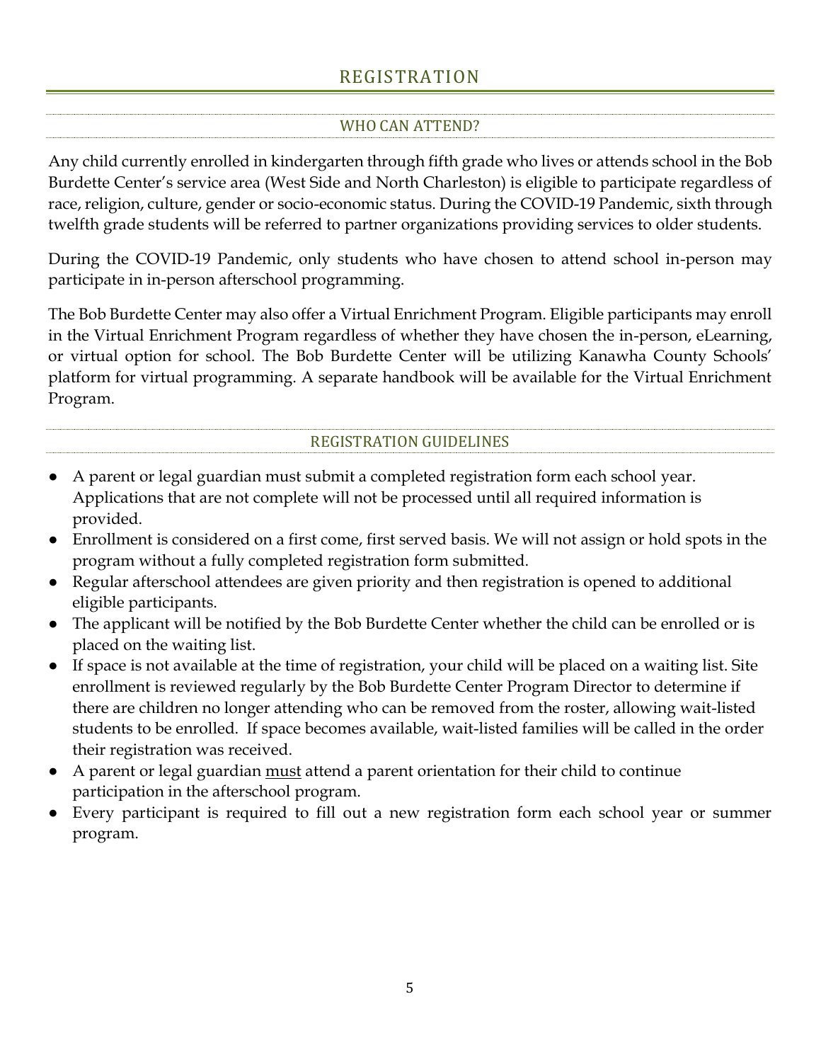# REGISTRATION

## WHO CAN ATTEND?

Any child currently enrolled in kindergarten through fifth grade who lives or attends school in the Bob Burdette Center's service area (West Side and North Charleston) is eligible to participate regardless of race, religion, culture, gender or socio-economic status. During the COVID-19 Pandemic, sixth through twelfth grade students will be referred to partner organizations providing services to older students.

During the COVID-19 Pandemic, only students who have chosen to attend school in-person may participate in in-person afterschool programming.

The Bob Burdette Center may also offer a Virtual Enrichment Program. Eligible participants may enroll in the Virtual Enrichment Program regardless of whether they have chosen the in-person, eLearning, or virtual option for school. The Bob Burdette Center will be utilizing Kanawha County Schools' platform for virtual programming. A separate handbook will be available for the Virtual Enrichment Program.

## REGISTRATION GUIDELINES

- A parent or legal guardian must submit a completed registration form each school year. Applications that are not complete will not be processed until all required information is provided.
- Enrollment is considered on a first come, first served basis. We will not assign or hold spots in the program without a fully completed registration form submitted.
- Regular afterschool attendees are given priority and then registration is opened to additional eligible participants.
- The applicant will be notified by the Bob Burdette Center whether the child can be enrolled or is placed on the waiting list.
- If space is not available at the time of registration, your child will be placed on a waiting list. Site enrollment is reviewed regularly by the Bob Burdette Center Program Director to determine if there are children no longer attending who can be removed from the roster, allowing wait-listed students to be enrolled. If space becomes available, wait-listed families will be called in the order their registration was received.
- A parent or legal guardian must attend a parent orientation for their child to continue participation in the afterschool program.
- Every participant is required to fill out a new registration form each school year or summer program.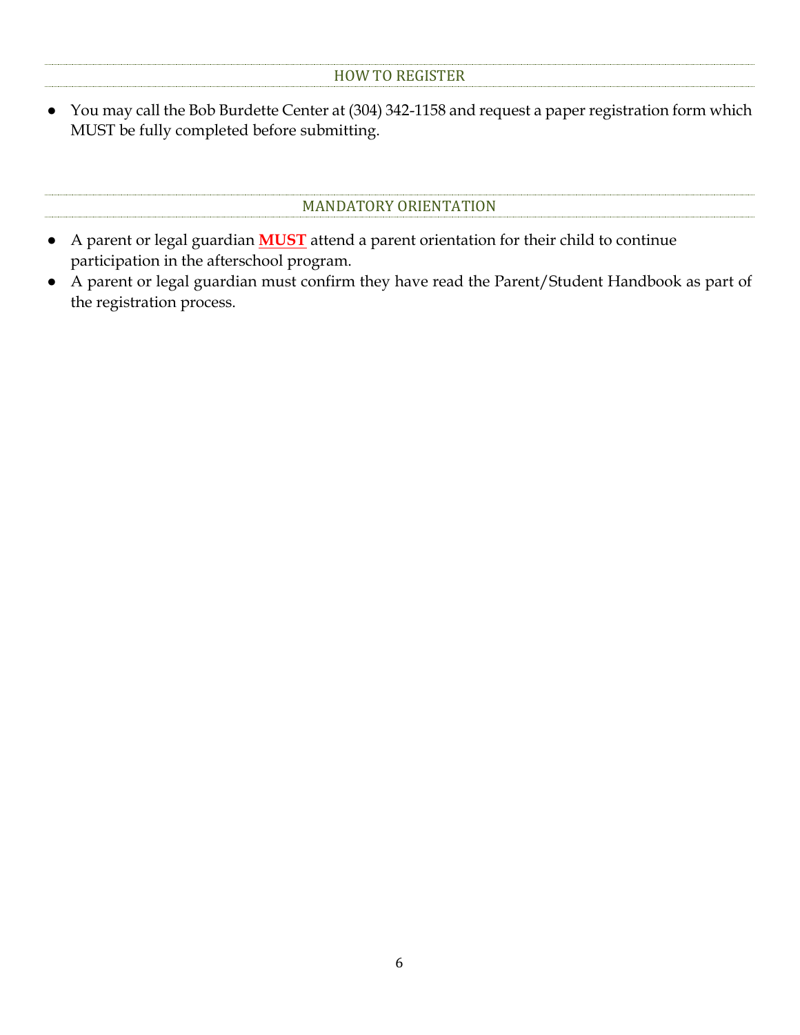## HOW TO REGISTER

- You may call the Bob Burdette Center at (304) 342-1158 and request a paper registration form which MUST be fully completed before submitting.

## MANDATORY ORIENTATION

- A parent or legal guardian **MUST** attend a parent orientation for their child to continue participation in the afterschool program.
- A parent or legal guardian must confirm they have read the Parent/Student Handbook as part of the registration process.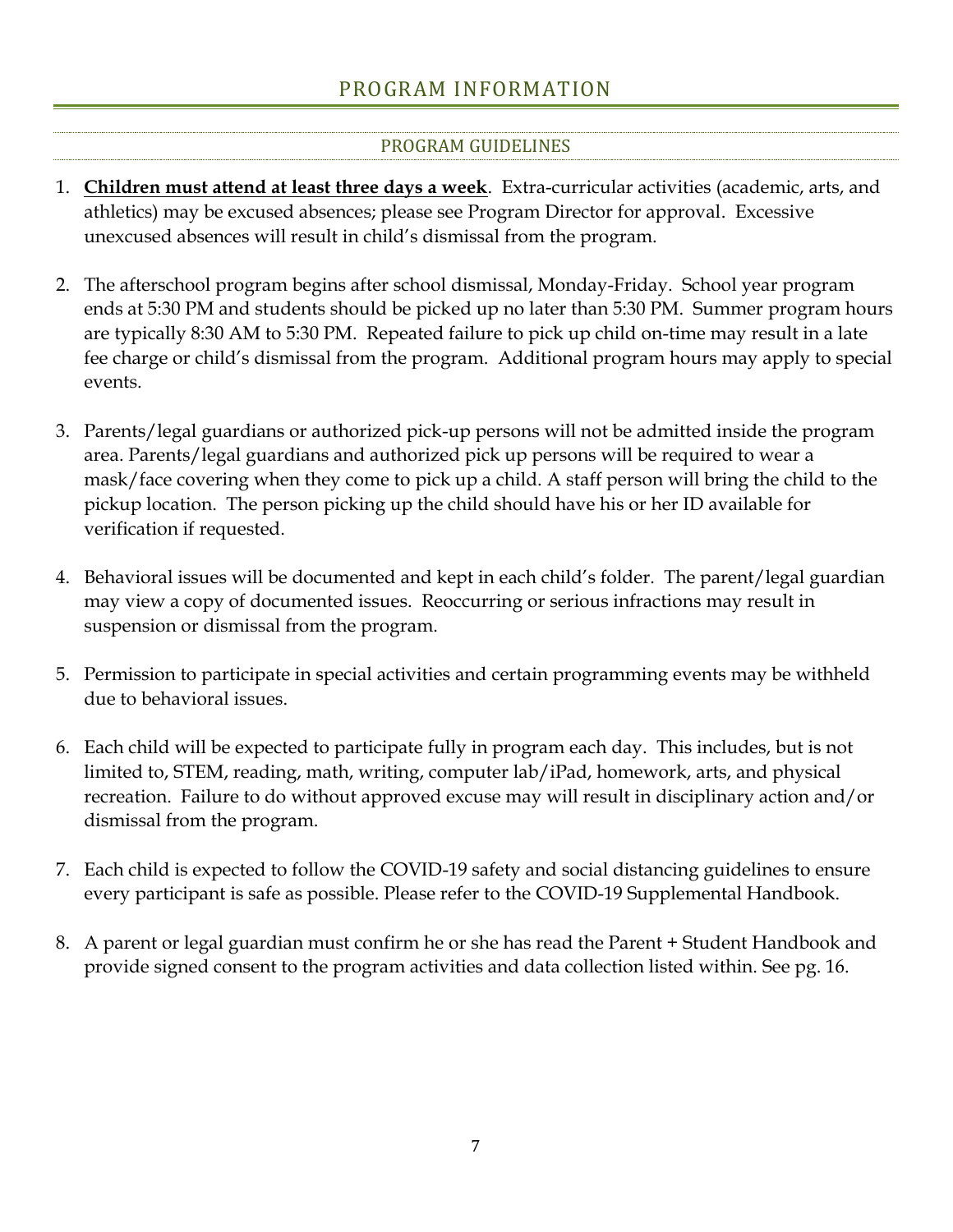# PROGRAM INFORMATION

## PROGRAM GUIDELINES

1. **Children must attend at least three days a week**. Extra-curricular activities (academic, arts, and athletics) may be excused absences; please see Program Director for approval. Excessive unexcused absences will result in child's dismissal from the program.

2. The afterschool program begins after school dismissal, Monday-Friday. School year program ends at 5:30 PM and students should be picked up no later than 5:30 PM. Summer program hours are typically 8:30 AM to 5:30 PM. Repeated failure to pick up child on-time may result in a late fee charge or child's dismissal from the program. Additional program hours may apply to special events.

3. Parents/legal guardians or authorized pick-up persons will not be admitted inside the program area. Parents/legal guardians and authorized pick up persons will be required to wear a mask/face covering when they come to pick up a child. A staff person will bring the child to the pickup location. The person picking up the child should have his or her ID available for verification if requested.

4. Behavioral issues will be documented and kept in each child's folder. The parent/legal guardian may view a copy of documented issues. Reoccurring or serious infractions may result in suspension or dismissal from the program.

5. Permission to participate in special activities and certain programming events may be withheld due to behavioral issues.

6. Each child will be expected to participate fully in program each day. This includes, but is not limited to, STEM, reading, math, writing, computer lab/iPad, homework, arts, and physical recreation. Failure to do without approved excuse may will result in disciplinary action and/or dismissal from the program.

7. Each child is expected to follow the COVID-19 safety and social distancing guidelines to ensure every participant is safe as possible. Please refer to the COVID-19 Supplemental Handbook.

8. A parent or legal guardian must confirm he or she has read the Parent + Student Handbook and provide signed consent to the program activities and data collection listed within. See pg. 16.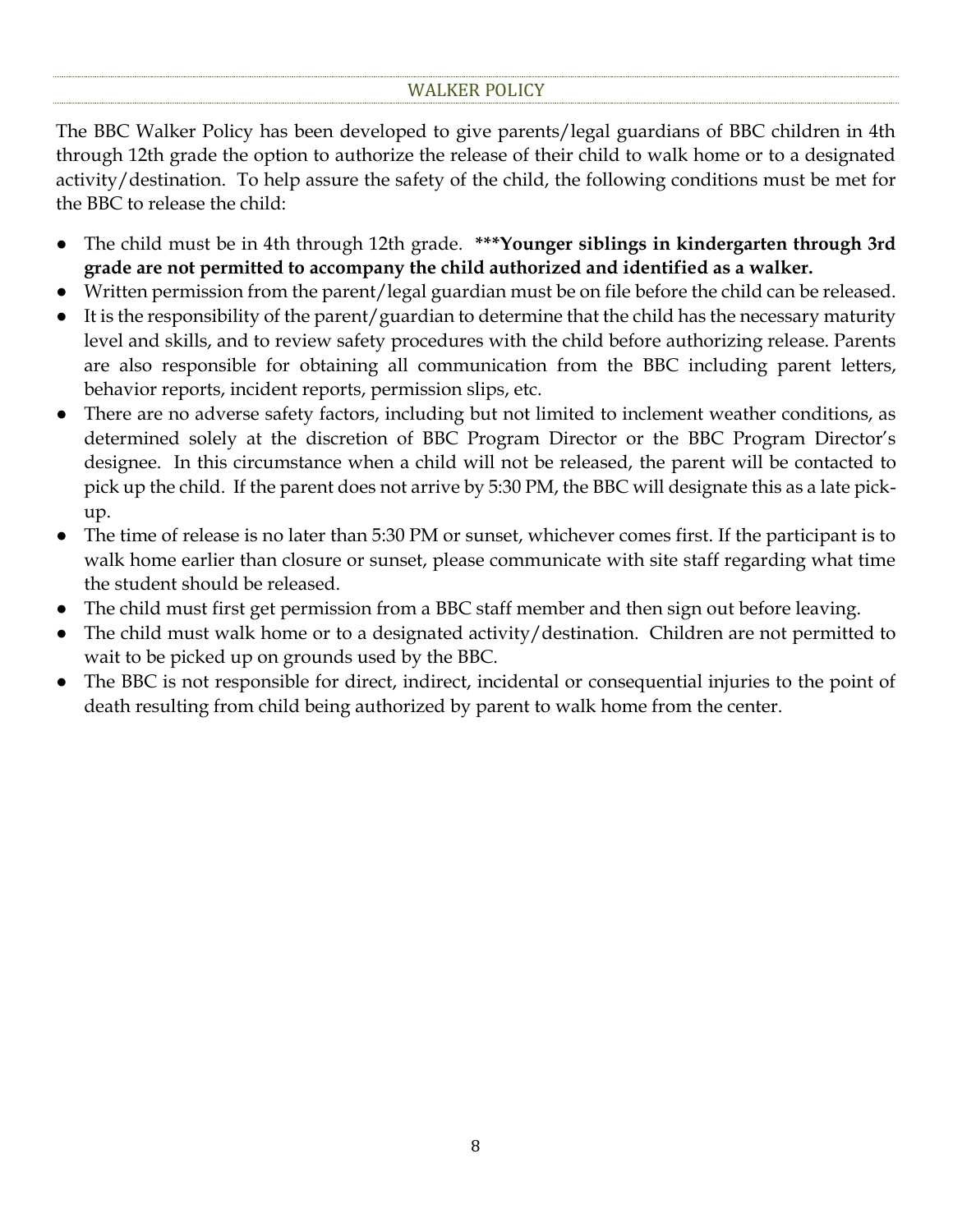## WALKER POLICY

The BBC Walker Policy has been developed to give parents/legal guardians of BBC children in 4th through 12th grade the option to authorize the release of their child to walk home or to a designated activity/destination. To help assure the safety of the child, the following conditions must be met for the BBC to release the child:

- The child must be in 4th through 12th grade. **\*\*\*Younger siblings in kindergarten through 3rd grade are not permitted to accompany the child authorized and identified as a walker.**
- Written permission from the parent/legal guardian must be on file before the child can be released.
- It is the responsibility of the parent/guardian to determine that the child has the necessary maturity level and skills, and to review safety procedures with the child before authorizing release. Parents are also responsible for obtaining all communication from the BBC including parent letters, behavior reports, incident reports, permission slips, etc.
- There are no adverse safety factors, including but not limited to inclement weather conditions, as determined solely at the discretion of BBC Program Director or the BBC Program Director's designee. In this circumstance when a child will not be released, the parent will be contacted to pick up the child. If the parent does not arrive by 5:30 PM, the BBC will designate this as a late pick-up.
- The time of release is no later than 5:30 PM or sunset, whichever comes first. If the participant is to walk home earlier than closure or sunset, please communicate with site staff regarding what time the student should be released.
- The child must first get permission from a BBC staff member and then sign out before leaving.
- The child must walk home or to a designated activity/destination. Children are not permitted to wait to be picked up on grounds used by the BBC.
- The BBC is not responsible for direct, indirect, incidental or consequential injuries to the point of death resulting from child being authorized by parent to walk home from the center.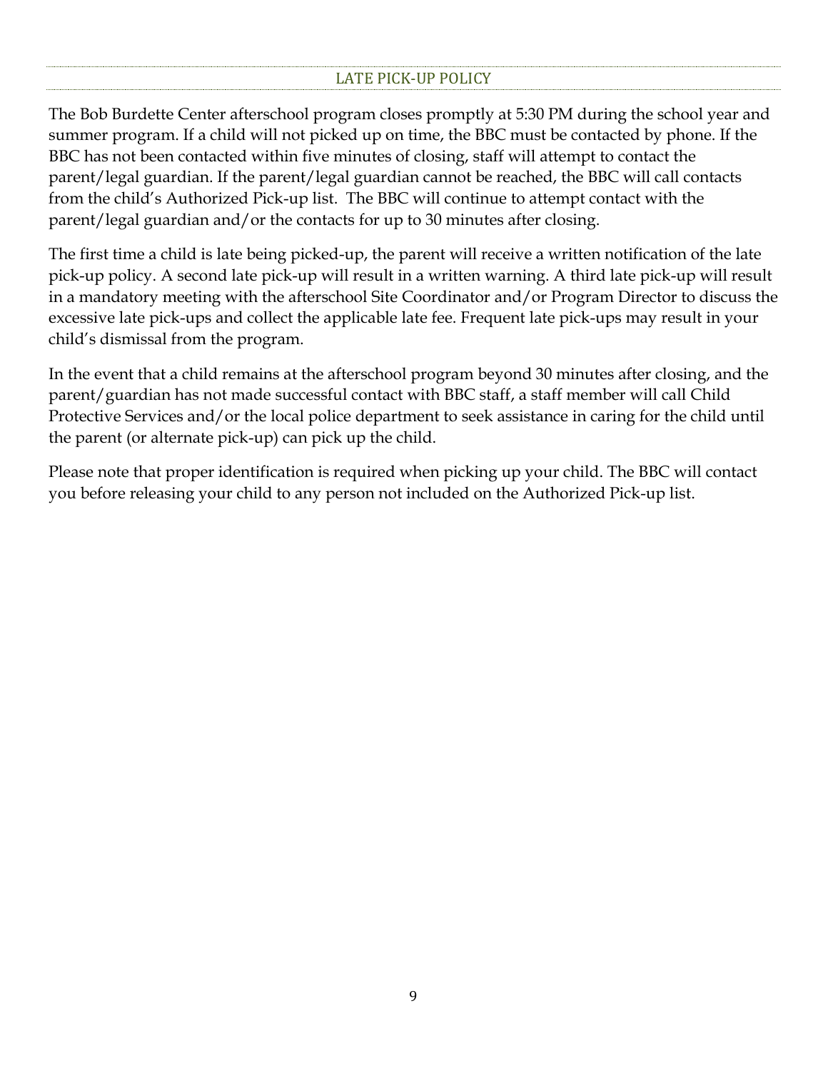## LATE PICK-UP POLICY

The Bob Burdette Center afterschool program closes promptly at 5:30 PM during the school year and summer program. If a child will not picked up on time, the BBC must be contacted by phone. If the BBC has not been contacted within five minutes of closing, staff will attempt to contact the parent/legal guardian. If the parent/legal guardian cannot be reached, the BBC will call contacts from the child's Authorized Pick-up list. The BBC will continue to attempt contact with the parent/legal guardian and/or the contacts for up to 30 minutes after closing.

The first time a child is late being picked-up, the parent will receive a written notification of the late pick-up policy. A second late pick-up will result in a written warning. A third late pick-up will result in a mandatory meeting with the afterschool Site Coordinator and/or Program Director to discuss the excessive late pick-ups and collect the applicable late fee. Frequent late pick-ups may result in your child's dismissal from the program.

In the event that a child remains at the afterschool program beyond 30 minutes after closing, and the parent/guardian has not made successful contact with BBC staff, a staff member will call Child Protective Services and/or the local police department to seek assistance in caring for the child until the parent (or alternate pick-up) can pick up the child.

Please note that proper identification is required when picking up your child. The BBC will contact you before releasing your child to any person not included on the Authorized Pick-up list.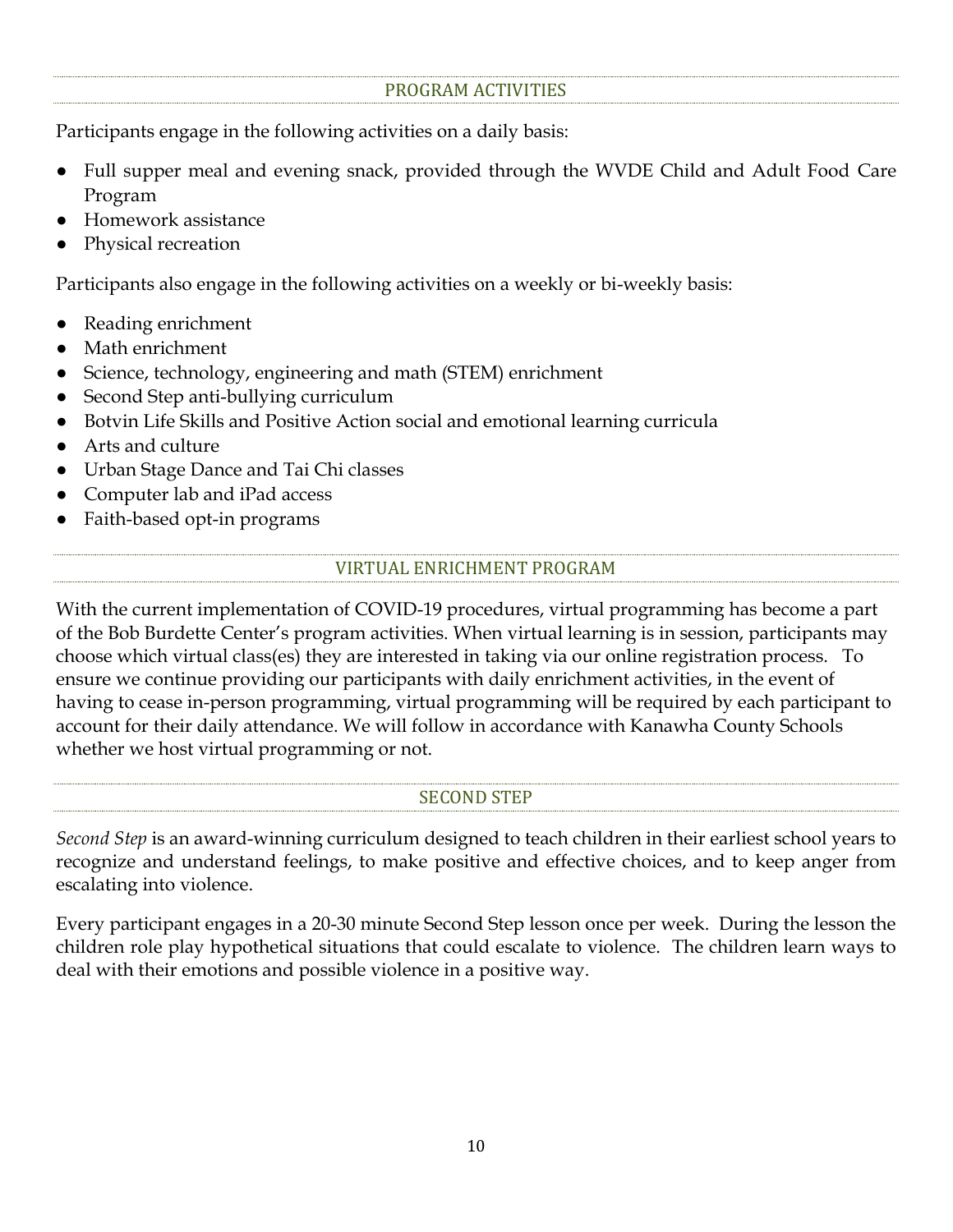## PROGRAM ACTIVITIES

Participants engage in the following activities on a daily basis:

- Full supper meal and evening snack, provided through the WVDE Child and Adult Food Care Program
- Homework assistance
- Physical recreation

Participants also engage in the following activities on a weekly or bi-weekly basis:

- Reading enrichment
- Math enrichment
- Science, technology, engineering and math (STEM) enrichment
- Second Step anti-bullying curriculum
- Botvin Life Skills and Positive Action social and emotional learning curricula
- Arts and culture
- Urban Stage Dance and Tai Chi classes
- Computer lab and iPad access
- Faith-based opt-in programs

## VIRTUAL ENRICHMENT PROGRAM

With the current implementation of COVID-19 procedures, virtual programming has become a part of the Bob Burdette Center's program activities. When virtual learning is in session, participants may choose which virtual class(es) they are interested in taking via our online registration process. To ensure we continue providing our participants with daily enrichment activities, in the event of having to cease in-person programming, virtual programming will be required by each participant to account for their daily attendance. We will follow in accordance with Kanawha County Schools whether we host virtual programming or not.

## SECOND STEP

*Second Step* is an award-winning curriculum designed to teach children in their earliest school years to recognize and understand feelings, to make positive and effective choices, and to keep anger from escalating into violence.

Every participant engages in a 20-30 minute Second Step lesson once per week. During the lesson the children role play hypothetical situations that could escalate to violence. The children learn ways to deal with their emotions and possible violence in a positive way.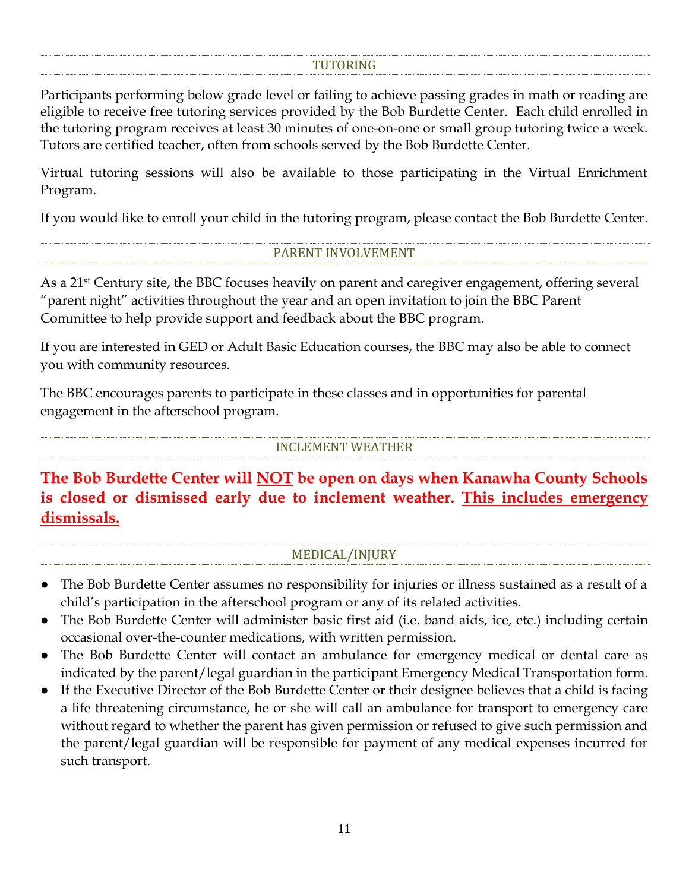## TUTORING

Participants performing below grade level or failing to achieve passing grades in math or reading are eligible to receive free tutoring services provided by the Bob Burdette Center. Each child enrolled in the tutoring program receives at least 30 minutes of one-on-one or small group tutoring twice a week. Tutors are certified teacher, often from schools served by the Bob Burdette Center.

Virtual tutoring sessions will also be available to those participating in the Virtual Enrichment Program.

If you would like to enroll your child in the tutoring program, please contact the Bob Burdette Center.

## PARENT INVOLVEMENT

As a 21st Century site, the BBC focuses heavily on parent and caregiver engagement, offering several "parent night" activities throughout the year and an open invitation to join the BBC Parent Committee to help provide support and feedback about the BBC program.

If you are interested in GED or Adult Basic Education courses, the BBC may also be able to connect you with community resources.

The BBC encourages parents to participate in these classes and in opportunities for parental engagement in the afterschool program.

## INCLEMENT WEATHER

**The Bob Burdette Center will <u>NOT</u> be open on days when Kanawha County Schools is closed or dismissed early due to inclement weather. <u>This includes emergency dismissals.</u>**

## MEDICAL/INJURY

- The Bob Burdette Center assumes no responsibility for injuries or illness sustained as a result of a child's participation in the afterschool program or any of its related activities.
- The Bob Burdette Center will administer basic first aid (i.e. band aids, ice, etc.) including certain occasional over-the-counter medications, with written permission.
- The Bob Burdette Center will contact an ambulance for emergency medical or dental care as indicated by the parent/legal guardian in the participant Emergency Medical Transportation form.
- If the Executive Director of the Bob Burdette Center or their designee believes that a child is facing a life threatening circumstance, he or she will call an ambulance for transport to emergency care without regard to whether the parent has given permission or refused to give such permission and the parent/legal guardian will be responsible for payment of any medical expenses incurred for such transport.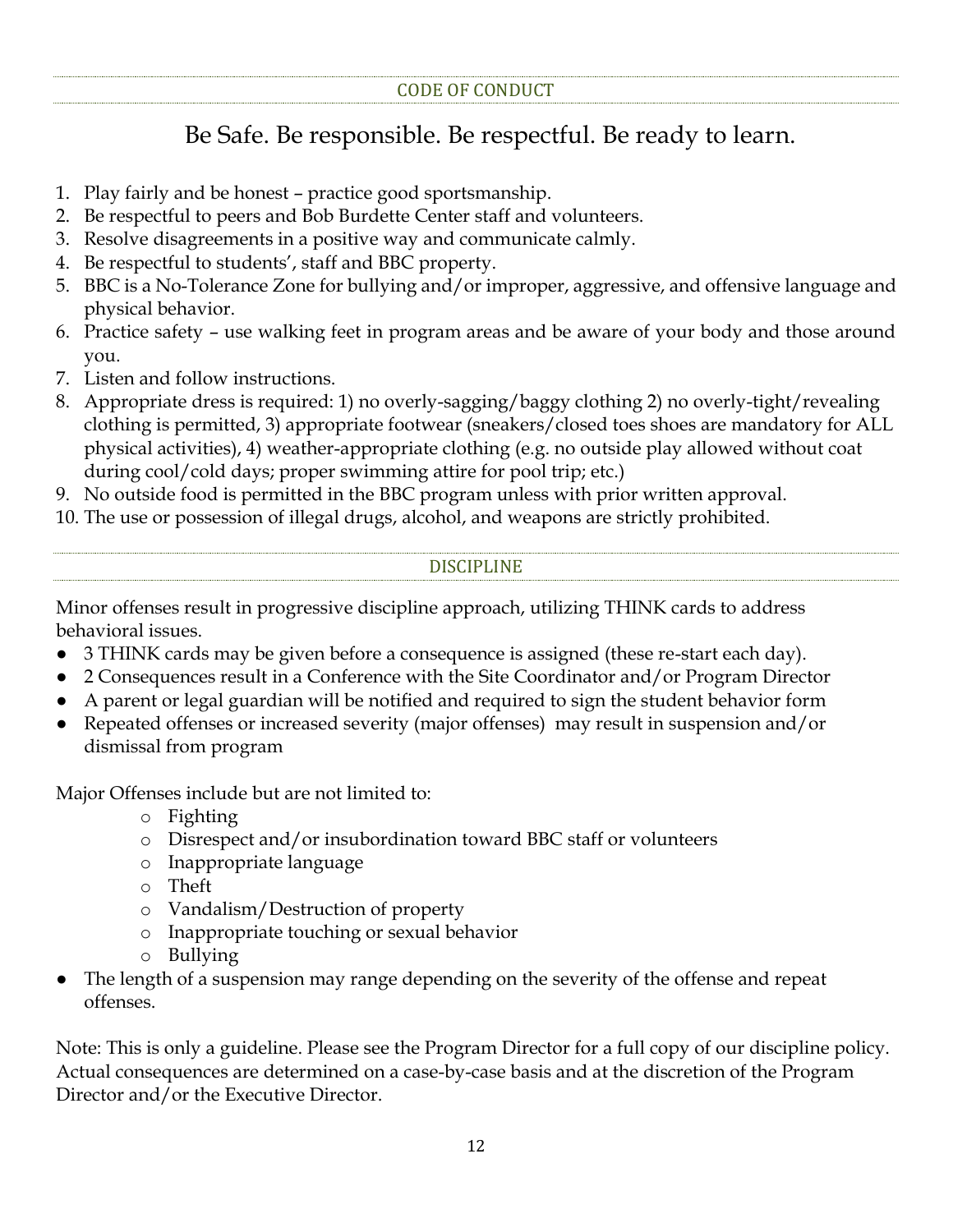## CODE OF CONDUCT

### Be Safe. Be responsible. Be respectful. Be ready to learn.

1. Play fairly and be honest – practice good sportsmanship.
2. Be respectful to peers and Bob Burdette Center staff and volunteers.
3. Resolve disagreements in a positive way and communicate calmly.
4. Be respectful to students', staff and BBC property.
5. BBC is a No-Tolerance Zone for bullying and/or improper, aggressive, and offensive language and physical behavior.
6. Practice safety – use walking feet in program areas and be aware of your body and those around you.
7. Listen and follow instructions.
8. Appropriate dress is required: 1) no overly-sagging/baggy clothing 2) no overly-tight/revealing clothing is permitted, 3) appropriate footwear (sneakers/closed toes shoes are mandatory for ALL physical activities), 4) weather-appropriate clothing (e.g. no outside play allowed without coat during cool/cold days; proper swimming attire for pool trip; etc.)
9. No outside food is permitted in the BBC program unless with prior written approval.
10. The use or possession of illegal drugs, alcohol, and weapons are strictly prohibited.

## DISCIPLINE

Minor offenses result in progressive discipline approach, utilizing THINK cards to address behavioral issues.

- 3 THINK cards may be given before a consequence is assigned (these re-start each day).
- 2 Consequences result in a Conference with the Site Coordinator and/or Program Director
- A parent or legal guardian will be notified and required to sign the student behavior form
- Repeated offenses or increased severity (major offenses) may result in suspension and/or dismissal from program

Major Offenses include but are not limited to:

- Fighting
- Disrespect and/or insubordination toward BBC staff or volunteers
- Inappropriate language
- Theft
- Vandalism/Destruction of property
- Inappropriate touching or sexual behavior
- Bullying

- The length of a suspension may range depending on the severity of the offense and repeat offenses.

Note: This is only a guideline. Please see the Program Director for a full copy of our discipline policy. Actual consequences are determined on a case-by-case basis and at the discretion of the Program Director and/or the Executive Director.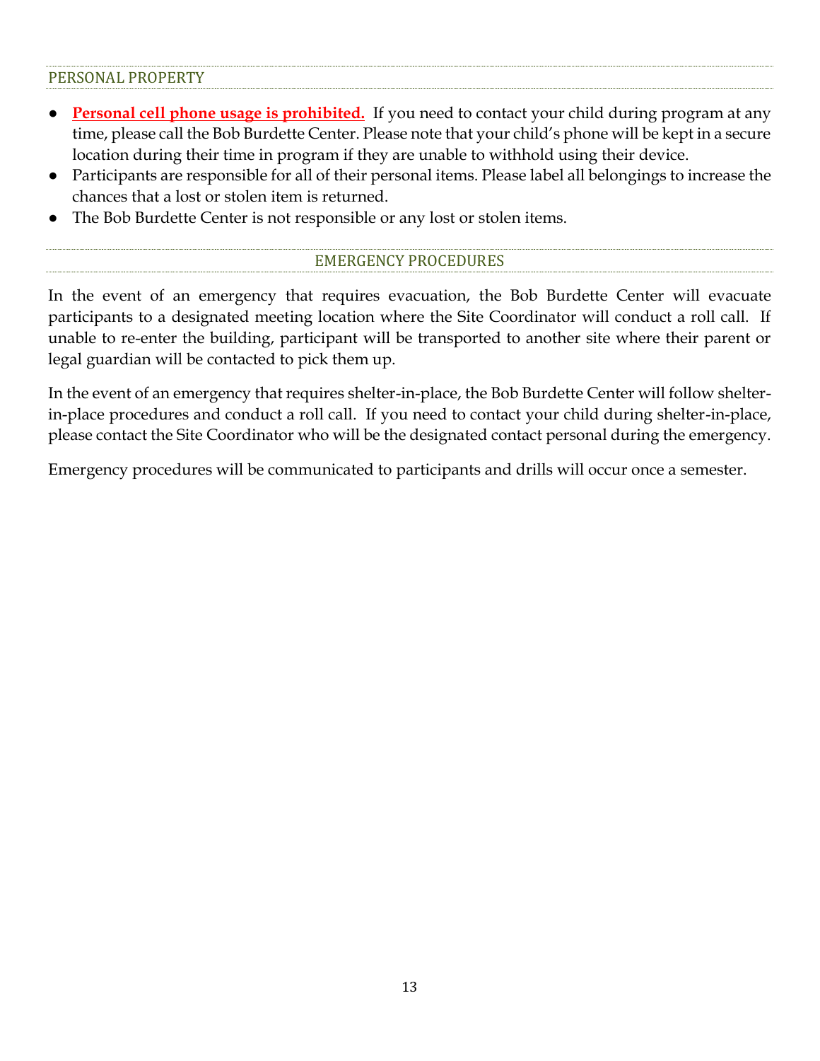## PERSONAL PROPERTY

- **Personal cell phone usage is prohibited.** If you need to contact your child during program at any time, please call the Bob Burdette Center. Please note that your child's phone will be kept in a secure location during their time in program if they are unable to withhold using their device.
- Participants are responsible for all of their personal items. Please label all belongings to increase the chances that a lost or stolen item is returned.
- The Bob Burdette Center is not responsible or any lost or stolen items.

## EMERGENCY PROCEDURES

In the event of an emergency that requires evacuation, the Bob Burdette Center will evacuate participants to a designated meeting location where the Site Coordinator will conduct a roll call. If unable to re-enter the building, participant will be transported to another site where their parent or legal guardian will be contacted to pick them up.

In the event of an emergency that requires shelter-in-place, the Bob Burdette Center will follow shelter-in-place procedures and conduct a roll call. If you need to contact your child during shelter-in-place, please contact the Site Coordinator who will be the designated contact personal during the emergency.

Emergency procedures will be communicated to participants and drills will occur once a semester.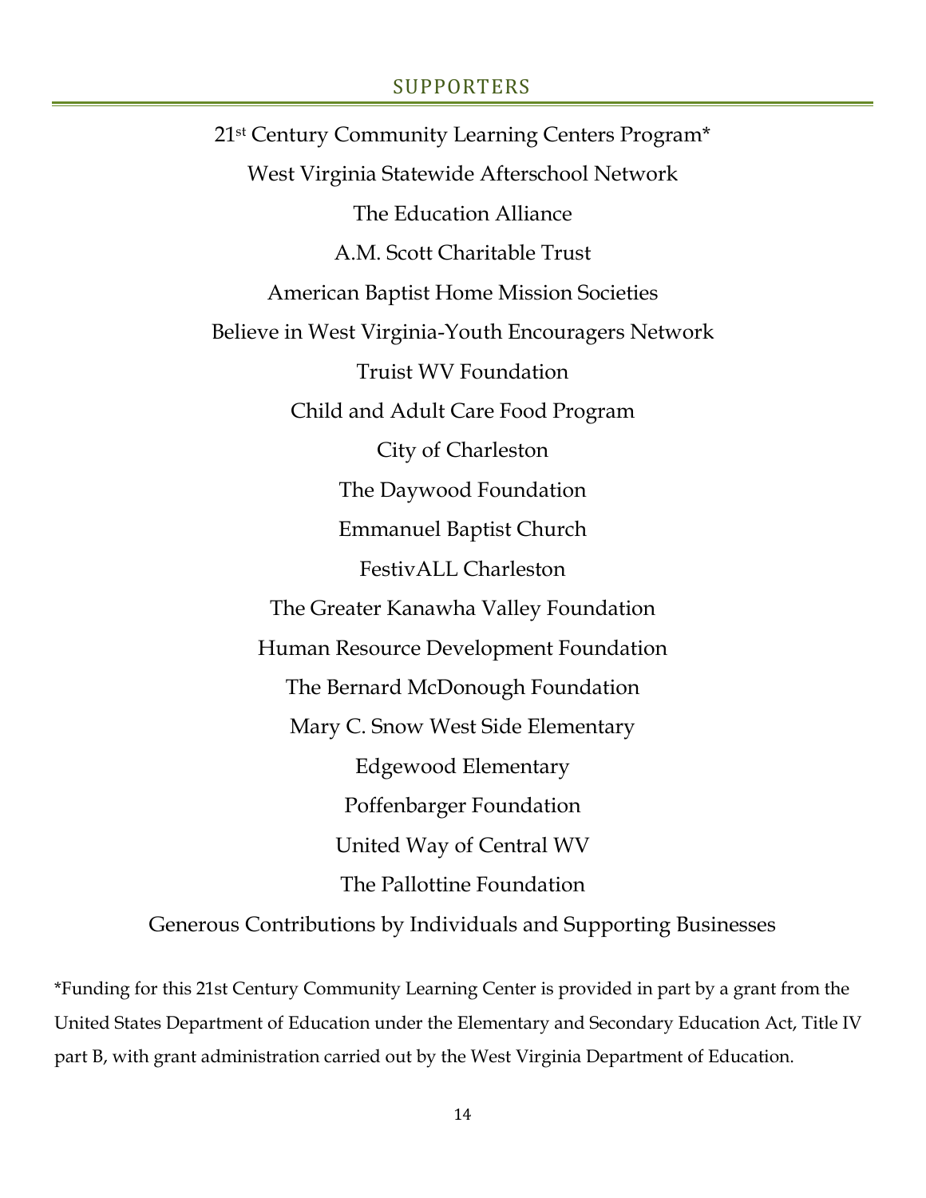## SUPPORTERS

21st Century Community Learning Centers Program*

West Virginia Statewide Afterschool Network

The Education Alliance

A.M. Scott Charitable Trust

American Baptist Home Mission Societies

Believe in West Virginia-Youth Encouragers Network

Truist WV Foundation

Child and Adult Care Food Program

City of Charleston

The Daywood Foundation

Emmanuel Baptist Church

FestivALL Charleston

The Greater Kanawha Valley Foundation

Human Resource Development Foundation

The Bernard McDonough Foundation

Mary C. Snow West Side Elementary

Edgewood Elementary

Poffenbarger Foundation

United Way of Central WV

The Pallottine Foundation

Generous Contributions by Individuals and Supporting Businesses

*Funding for this 21st Century Community Learning Center is provided in part by a grant from the United States Department of Education under the Elementary and Secondary Education Act, Title IV part B, with grant administration carried out by the West Virginia Department of Education.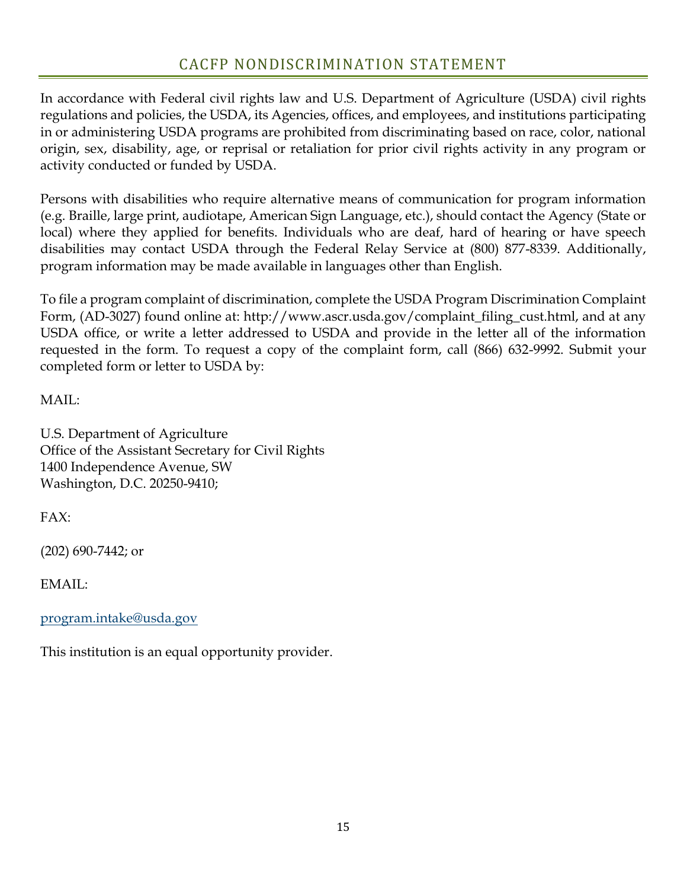# CACFP NONDISCRIMINATION STATEMENT

In accordance with Federal civil rights law and U.S. Department of Agriculture (USDA) civil rights regulations and policies, the USDA, its Agencies, offices, and employees, and institutions participating in or administering USDA programs are prohibited from discriminating based on race, color, national origin, sex, disability, age, or reprisal or retaliation for prior civil rights activity in any program or activity conducted or funded by USDA.

Persons with disabilities who require alternative means of communication for program information (e.g. Braille, large print, audiotape, American Sign Language, etc.), should contact the Agency (State or local) where they applied for benefits. Individuals who are deaf, hard of hearing or have speech disabilities may contact USDA through the Federal Relay Service at (800) 877-8339. Additionally, program information may be made available in languages other than English.

To file a program complaint of discrimination, complete the USDA Program Discrimination Complaint Form, (AD-3027) found online at: http://www.ascr.usda.gov/complaint_filing_cust.html, and at any USDA office, or write a letter addressed to USDA and provide in the letter all of the information requested in the form. To request a copy of the complaint form, call (866) 632-9992. Submit your completed form or letter to USDA by:

MAIL:

U.S. Department of Agriculture
Office of the Assistant Secretary for Civil Rights
1400 Independence Avenue, SW
Washington, D.C. 20250-9410;

FAX:

(202) 690-7442; or

EMAIL:

program.intake@usda.gov

This institution is an equal opportunity provider.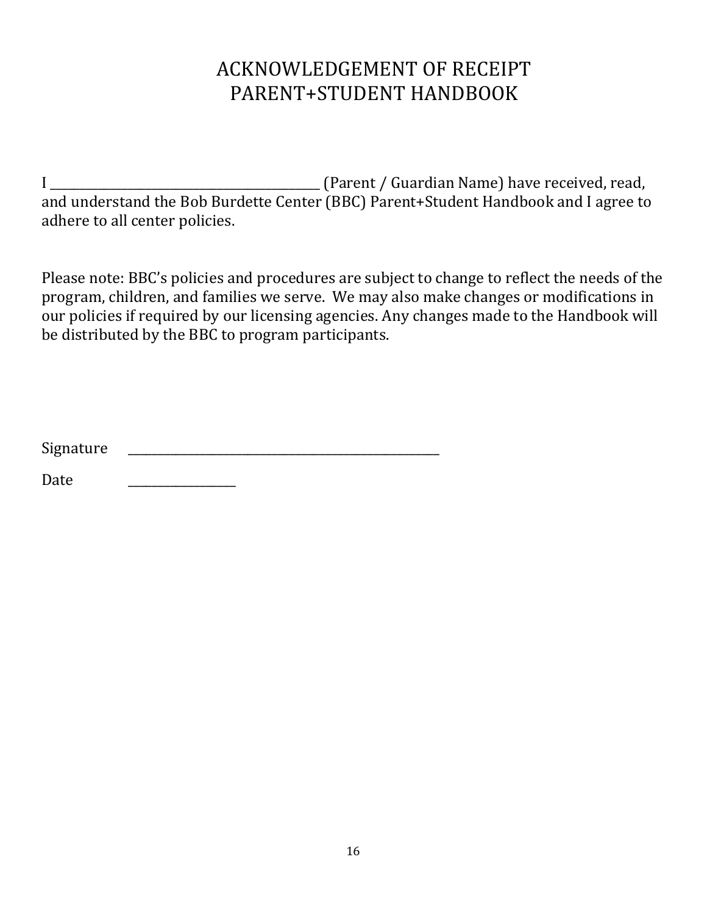# ACKNOWLEDGEMENT OF RECEIPT
# PARENT+STUDENT HANDBOOK

I ____________________________________________ (Parent / Guardian Name) have received, read, and understand the Bob Burdette Center (BBC) Parent+Student Handbook and I agree to adhere to all center policies.

Please note: BBC's policies and procedures are subject to change to reflect the needs of the program, children, and families we serve. We may also make changes or modifications in our policies if required by our licensing agencies. Any changes made to the Handbook will be distributed by the BBC to program participants.

Signature ____________________________________________________

Date __________________